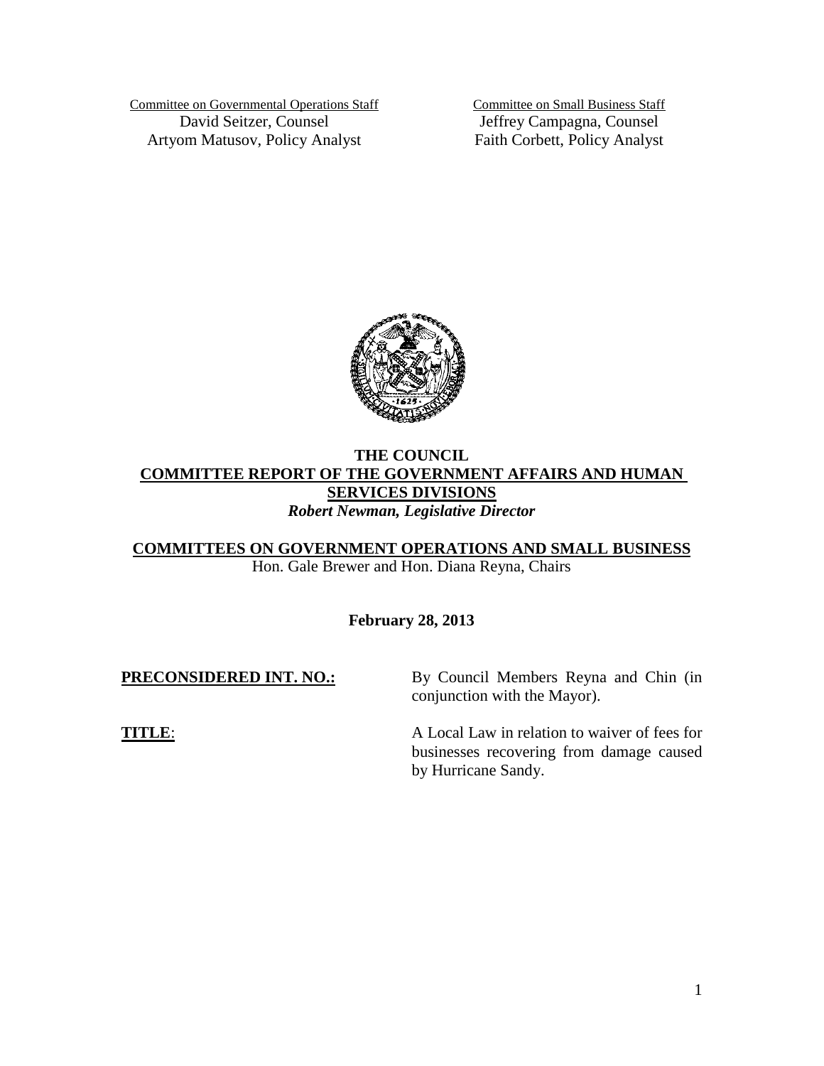Committee on Governmental Operations Staff
David Seitzer, Counsel
Artyom Matusov, Policy Analyst

Committee on Small Business Staff
Jeffrey Campagna, Counsel
Faith Corbett, Policy Analyst

# THE COUNCIL

## COMMITTEE REPORT OF THE GOVERNMENT AFFAIRS AND HUMAN SERVICES DIVISIONS

***Robert Newman, Legislative Director***

## COMMITTEES ON GOVERNMENT OPERATIONS AND SMALL BUSINESS

Hon. Gale Brewer and Hon. Diana Reyna, Chairs

**February 28, 2013**

**PRECONSIDERED INT. NO.:** By Council Members Reyna and Chin (in conjunction with the Mayor).

**TITLE**: A Local Law in relation to waiver of fees for businesses recovering from damage caused by Hurricane Sandy.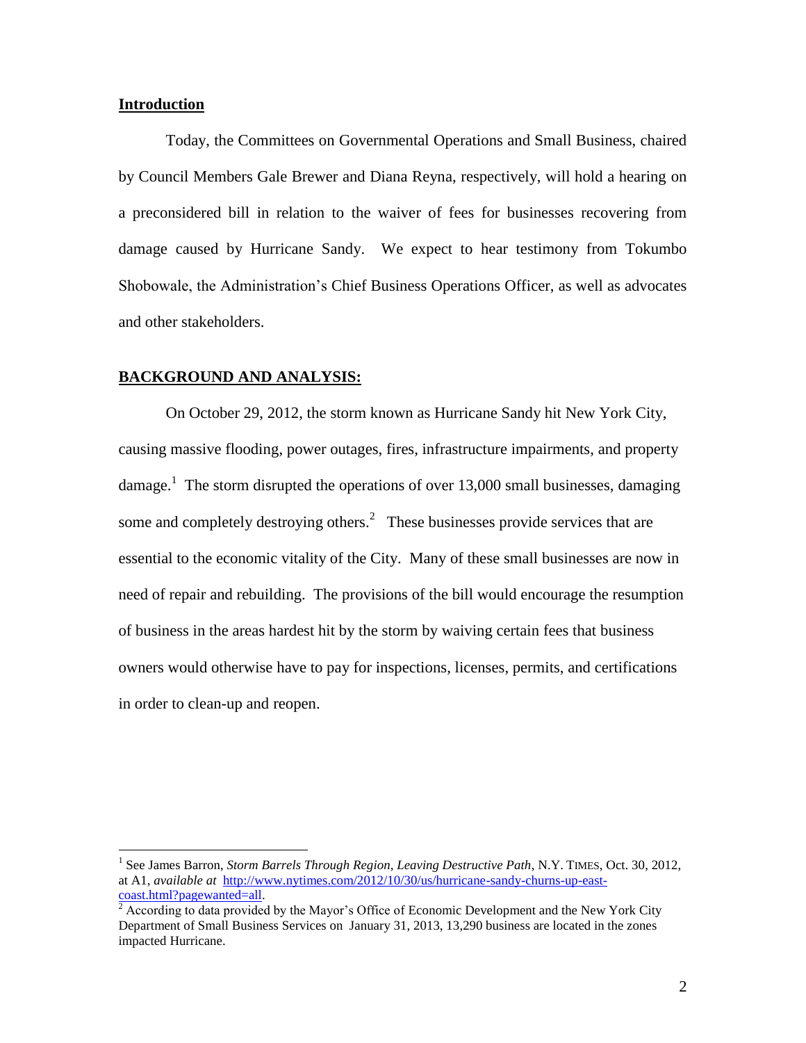**Introduction**

Today, the Committees on Governmental Operations and Small Business, chaired by Council Members Gale Brewer and Diana Reyna, respectively, will hold a hearing on a preconsidered bill in relation to the waiver of fees for businesses recovering from damage caused by Hurricane Sandy. We expect to hear testimony from Tokumbo Shobowale, the Administration's Chief Business Operations Officer, as well as advocates and other stakeholders.

**BACKGROUND AND ANALYSIS:**

On October 29, 2012, the storm known as Hurricane Sandy hit New York City, causing massive flooding, power outages, fires, infrastructure impairments, and property damage.[1] The storm disrupted the operations of over 13,000 small businesses, damaging some and completely destroying others.[2] These businesses provide services that are essential to the economic vitality of the City. Many of these small businesses are now in need of repair and rebuilding. The provisions of the bill would encourage the resumption of business in the areas hardest hit by the storm by waiving certain fees that business owners would otherwise have to pay for inspections, licenses, permits, and certifications in order to clean-up and reopen.

---

[1] See James Barron, *Storm Barrels Through Region, Leaving Destructive Path*, N.Y. TIMES, Oct. 30, 2012, at A1, *available at* http://www.nytimes.com/2012/10/30/us/hurricane-sandy-churns-up-east-coast.html?pagewanted=all.

[2] According to data provided by the Mayor's Office of Economic Development and the New York City Department of Small Business Services on January 31, 2013, 13,290 business are located in the zones impacted Hurricane.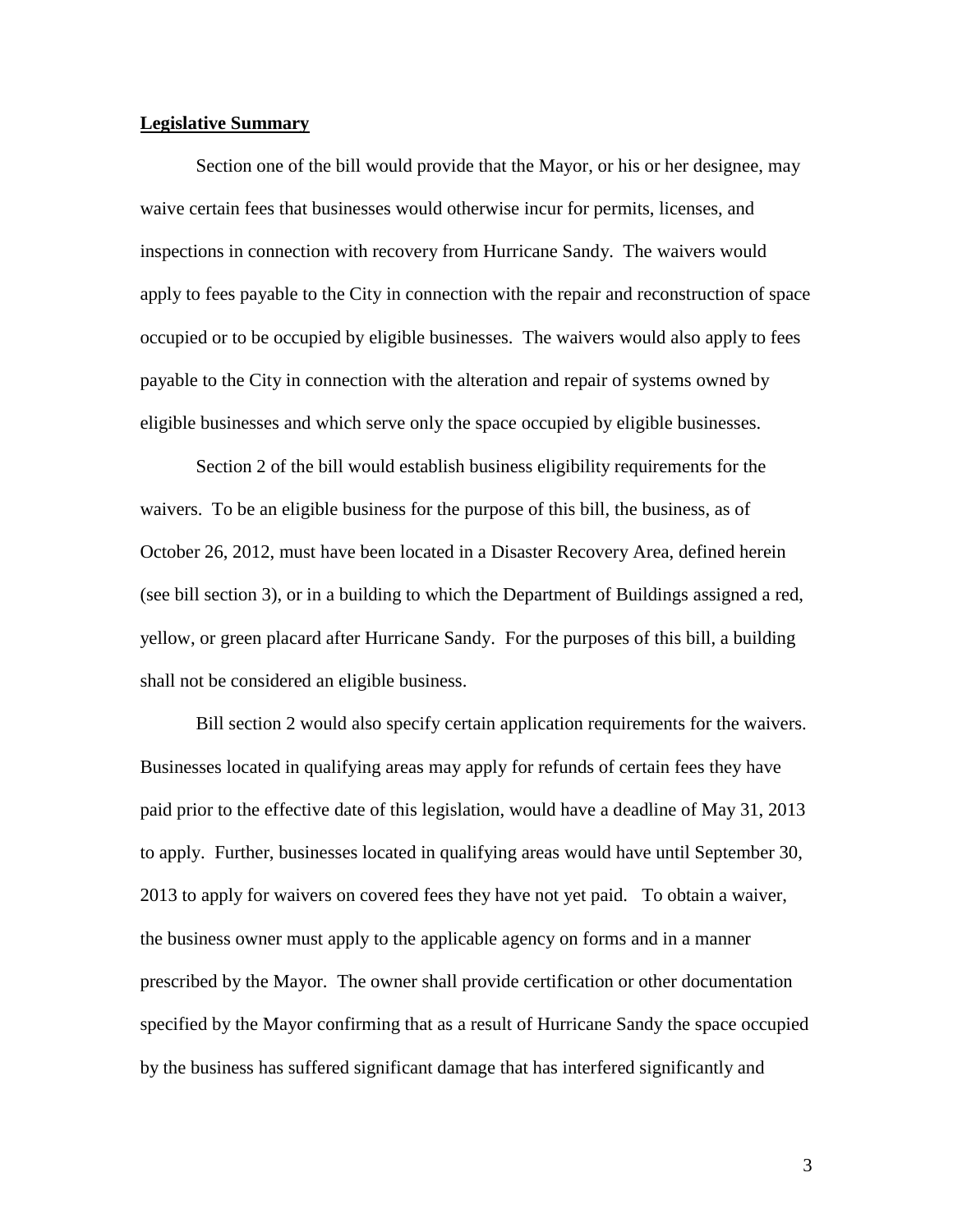**Legislative Summary**

Section one of the bill would provide that the Mayor, or his or her designee, may waive certain fees that businesses would otherwise incur for permits, licenses, and inspections in connection with recovery from Hurricane Sandy. The waivers would apply to fees payable to the City in connection with the repair and reconstruction of space occupied or to be occupied by eligible businesses. The waivers would also apply to fees payable to the City in connection with the alteration and repair of systems owned by eligible businesses and which serve only the space occupied by eligible businesses.

Section 2 of the bill would establish business eligibility requirements for the waivers. To be an eligible business for the purpose of this bill, the business, as of October 26, 2012, must have been located in a Disaster Recovery Area, defined herein (see bill section 3), or in a building to which the Department of Buildings assigned a red, yellow, or green placard after Hurricane Sandy. For the purposes of this bill, a building shall not be considered an eligible business.

Bill section 2 would also specify certain application requirements for the waivers. Businesses located in qualifying areas may apply for refunds of certain fees they have paid prior to the effective date of this legislation, would have a deadline of May 31, 2013 to apply. Further, businesses located in qualifying areas would have until September 30, 2013 to apply for waivers on covered fees they have not yet paid. To obtain a waiver, the business owner must apply to the applicable agency on forms and in a manner prescribed by the Mayor. The owner shall provide certification or other documentation specified by the Mayor confirming that as a result of Hurricane Sandy the space occupied by the business has suffered significant damage that has interfered significantly and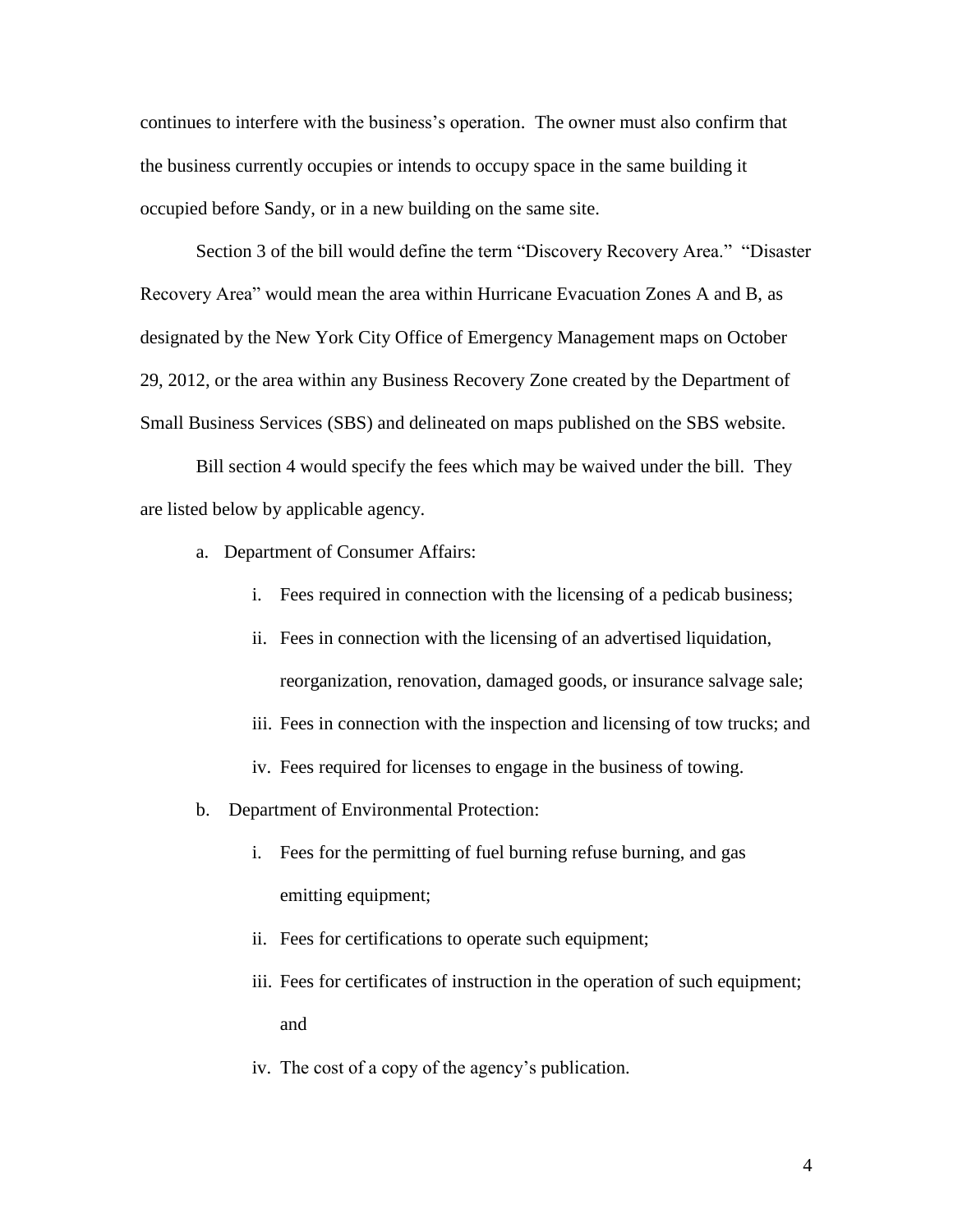continues to interfere with the business's operation. The owner must also confirm that the business currently occupies or intends to occupy space in the same building it occupied before Sandy, or in a new building on the same site.

Section 3 of the bill would define the term "Discovery Recovery Area." "Disaster Recovery Area" would mean the area within Hurricane Evacuation Zones A and B, as designated by the New York City Office of Emergency Management maps on October 29, 2012, or the area within any Business Recovery Zone created by the Department of Small Business Services (SBS) and delineated on maps published on the SBS website.

Bill section 4 would specify the fees which may be waived under the bill. They are listed below by applicable agency.

a. Department of Consumer Affairs:
   i. Fees required in connection with the licensing of a pedicab business;
   ii. Fees in connection with the licensing of an advertised liquidation, reorganization, renovation, damaged goods, or insurance salvage sale;
   iii. Fees in connection with the inspection and licensing of tow trucks; and
   iv. Fees required for licenses to engage in the business of towing.
b. Department of Environmental Protection:
   i. Fees for the permitting of fuel burning refuse burning, and gas emitting equipment;
   ii. Fees for certifications to operate such equipment;
   iii. Fees for certificates of instruction in the operation of such equipment; and
   iv. The cost of a copy of the agency's publication.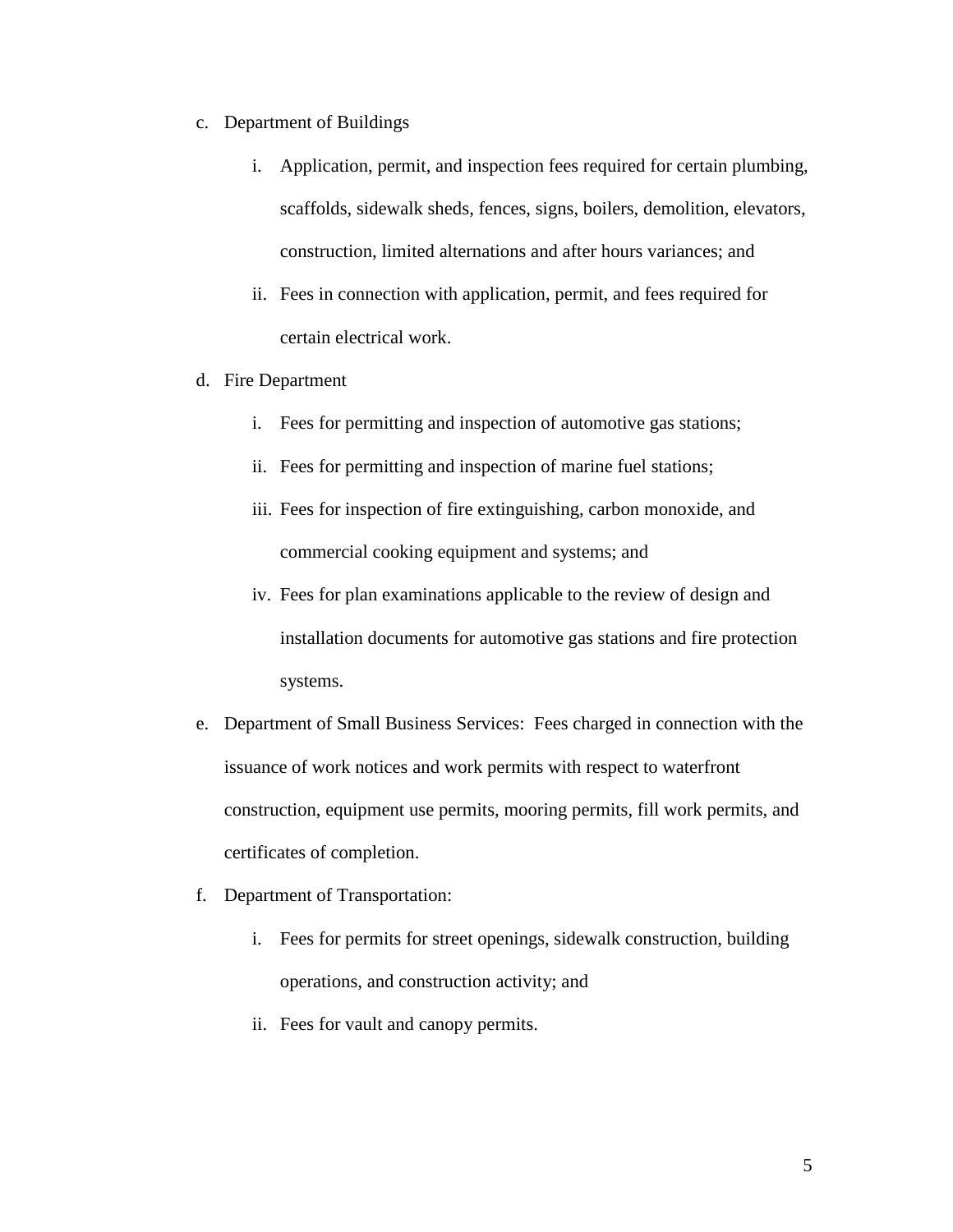c. Department of Buildings

   i. Application, permit, and inspection fees required for certain plumbing, scaffolds, sidewalk sheds, fences, signs, boilers, demolition, elevators, construction, limited alternations and after hours variances; and

   ii. Fees in connection with application, permit, and fees required for certain electrical work.

d. Fire Department

   i. Fees for permitting and inspection of automotive gas stations;

   ii. Fees for permitting and inspection of marine fuel stations;

   iii. Fees for inspection of fire extinguishing, carbon monoxide, and commercial cooking equipment and systems; and

   iv. Fees for plan examinations applicable to the review of design and installation documents for automotive gas stations and fire protection systems.

e. Department of Small Business Services: Fees charged in connection with the issuance of work notices and work permits with respect to waterfront construction, equipment use permits, mooring permits, fill work permits, and certificates of completion.

f. Department of Transportation:

   i. Fees for permits for street openings, sidewalk construction, building operations, and construction activity; and

   ii. Fees for vault and canopy permits.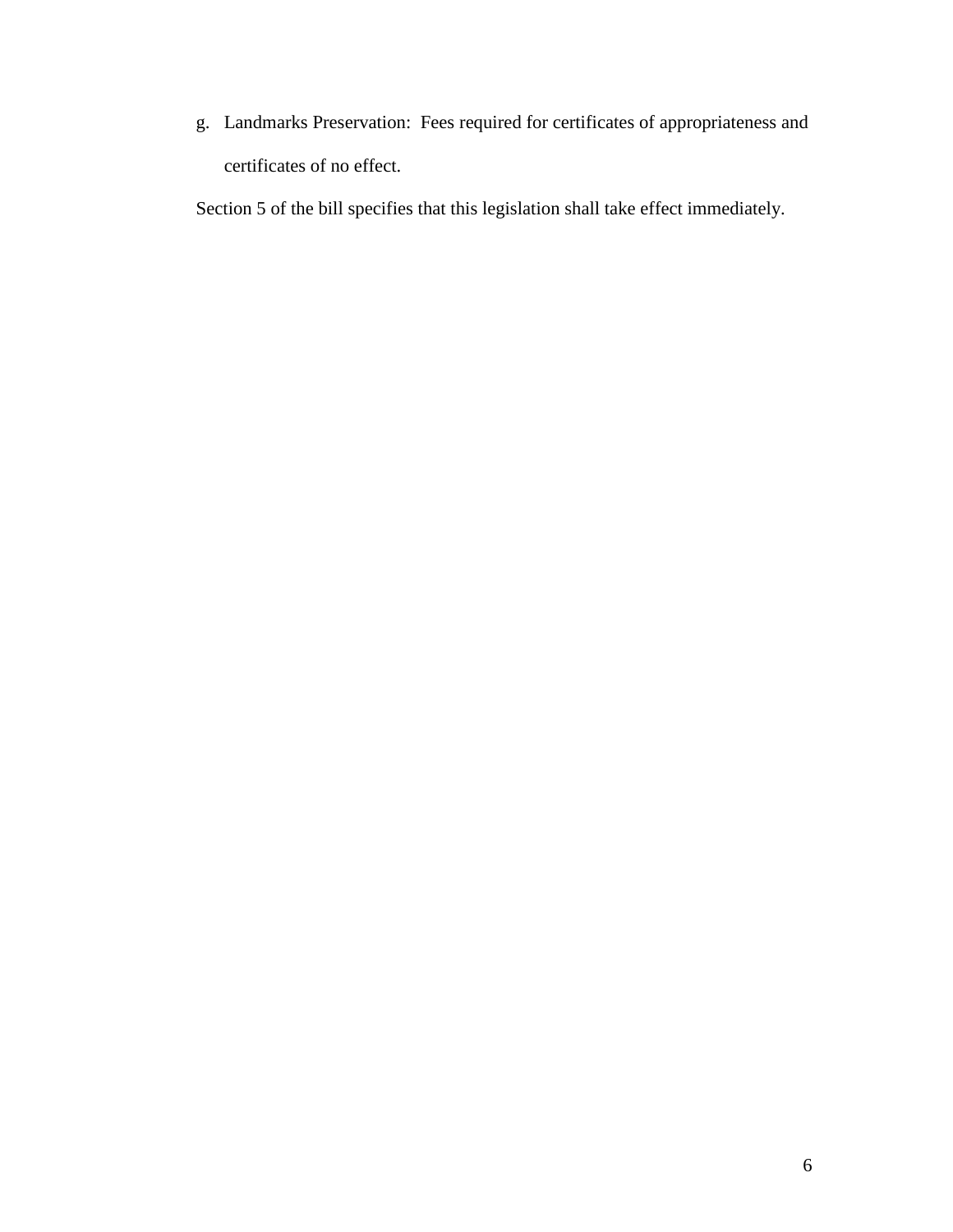g. Landmarks Preservation: Fees required for certificates of appropriateness and certificates of no effect.

Section 5 of the bill specifies that this legislation shall take effect immediately.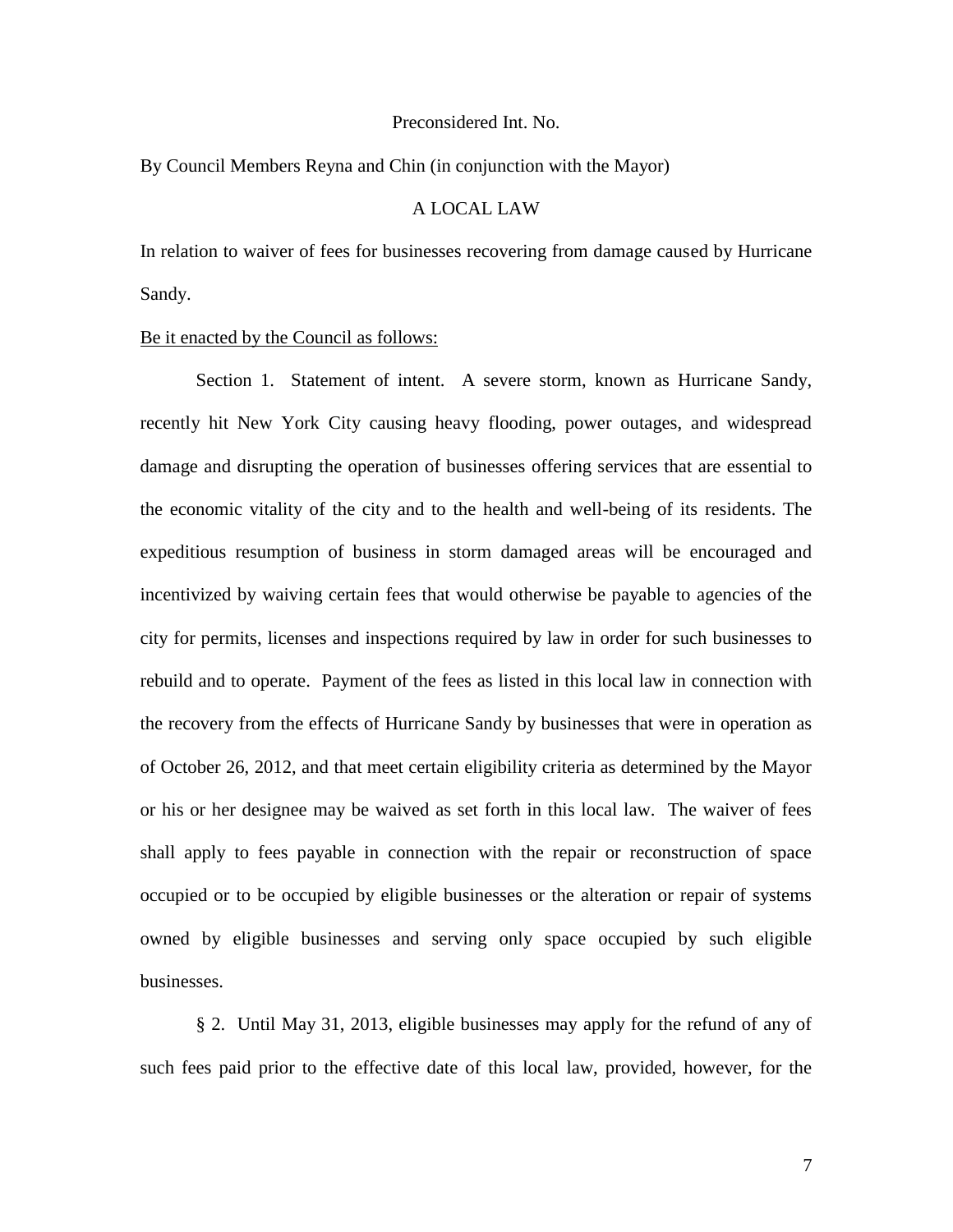Preconsidered Int. No.

By Council Members Reyna and Chin (in conjunction with the Mayor)

A LOCAL LAW

In relation to waiver of fees for businesses recovering from damage caused by Hurricane Sandy.

Be it enacted by the Council as follows:

Section 1. Statement of intent. A severe storm, known as Hurricane Sandy, recently hit New York City causing heavy flooding, power outages, and widespread damage and disrupting the operation of businesses offering services that are essential to the economic vitality of the city and to the health and well-being of its residents. The expeditious resumption of business in storm damaged areas will be encouraged and incentivized by waiving certain fees that would otherwise be payable to agencies of the city for permits, licenses and inspections required by law in order for such businesses to rebuild and to operate. Payment of the fees as listed in this local law in connection with the recovery from the effects of Hurricane Sandy by businesses that were in operation as of October 26, 2012, and that meet certain eligibility criteria as determined by the Mayor or his or her designee may be waived as set forth in this local law. The waiver of fees shall apply to fees payable in connection with the repair or reconstruction of space occupied or to be occupied by eligible businesses or the alteration or repair of systems owned by eligible businesses and serving only space occupied by such eligible businesses.

§ 2. Until May 31, 2013, eligible businesses may apply for the refund of any of such fees paid prior to the effective date of this local law, provided, however, for the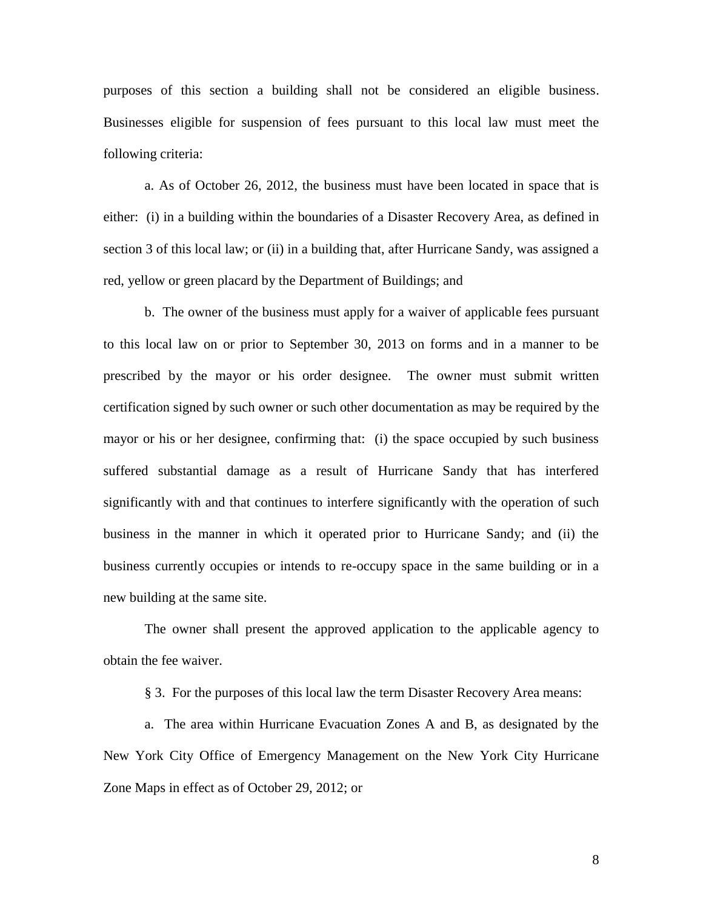purposes of this section a building shall not be considered an eligible business. Businesses eligible for suspension of fees pursuant to this local law must meet the following criteria:

a. As of October 26, 2012, the business must have been located in space that is either: (i) in a building within the boundaries of a Disaster Recovery Area, as defined in section 3 of this local law; or (ii) in a building that, after Hurricane Sandy, was assigned a red, yellow or green placard by the Department of Buildings; and

b. The owner of the business must apply for a waiver of applicable fees pursuant to this local law on or prior to September 30, 2013 on forms and in a manner to be prescribed by the mayor or his order designee. The owner must submit written certification signed by such owner or such other documentation as may be required by the mayor or his or her designee, confirming that: (i) the space occupied by such business suffered substantial damage as a result of Hurricane Sandy that has interfered significantly with and that continues to interfere significantly with the operation of such business in the manner in which it operated prior to Hurricane Sandy; and (ii) the business currently occupies or intends to re-occupy space in the same building or in a new building at the same site.

The owner shall present the approved application to the applicable agency to obtain the fee waiver.

§ 3. For the purposes of this local law the term Disaster Recovery Area means:

a. The area within Hurricane Evacuation Zones A and B, as designated by the New York City Office of Emergency Management on the New York City Hurricane Zone Maps in effect as of October 29, 2012; or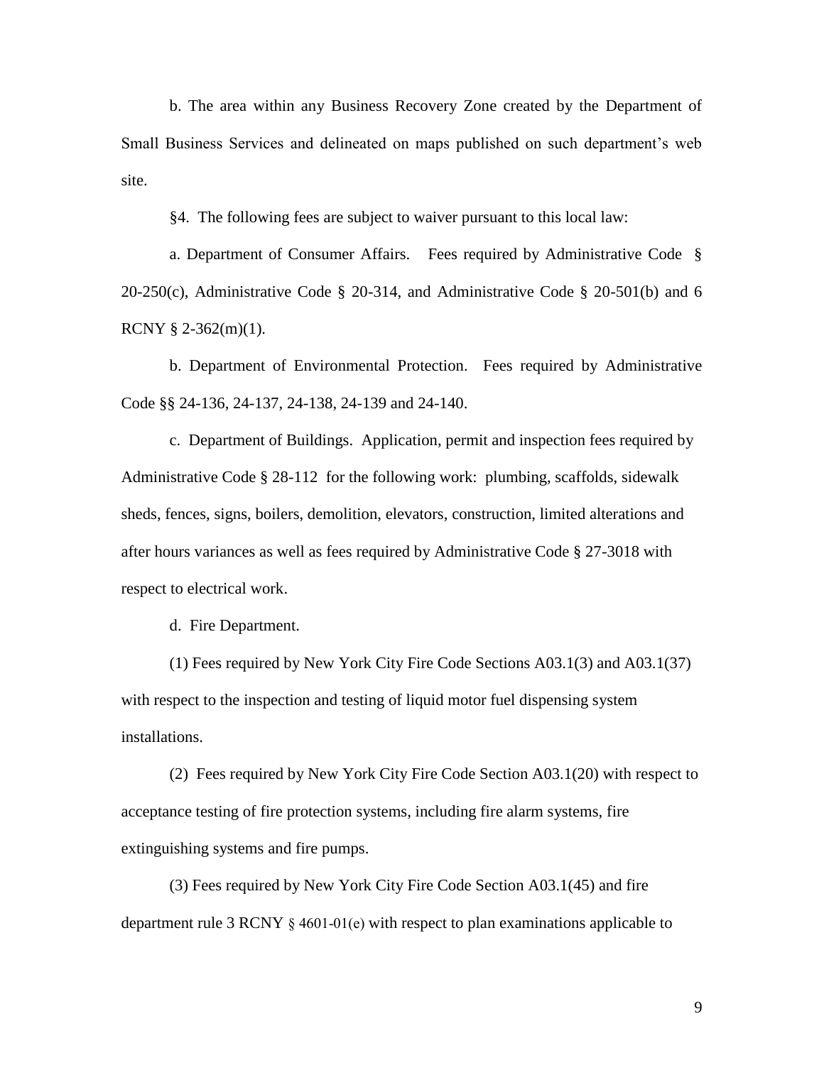b. The area within any Business Recovery Zone created by the Department of Small Business Services and delineated on maps published on such department's web site.

§4. The following fees are subject to waiver pursuant to this local law:

a. Department of Consumer Affairs. Fees required by Administrative Code § 20-250(c), Administrative Code § 20-314, and Administrative Code § 20-501(b) and 6 RCNY § 2-362(m)(1).

b. Department of Environmental Protection. Fees required by Administrative Code §§ 24-136, 24-137, 24-138, 24-139 and 24-140.

c. Department of Buildings. Application, permit and inspection fees required by Administrative Code § 28-112 for the following work: plumbing, scaffolds, sidewalk sheds, fences, signs, boilers, demolition, elevators, construction, limited alterations and after hours variances as well as fees required by Administrative Code § 27-3018 with respect to electrical work.

d. Fire Department.

(1) Fees required by New York City Fire Code Sections A03.1(3) and A03.1(37) with respect to the inspection and testing of liquid motor fuel dispensing system installations.

(2) Fees required by New York City Fire Code Section A03.1(20) with respect to acceptance testing of fire protection systems, including fire alarm systems, fire extinguishing systems and fire pumps.

(3) Fees required by New York City Fire Code Section A03.1(45) and fire department rule 3 RCNY § 4601-01(e) with respect to plan examinations applicable to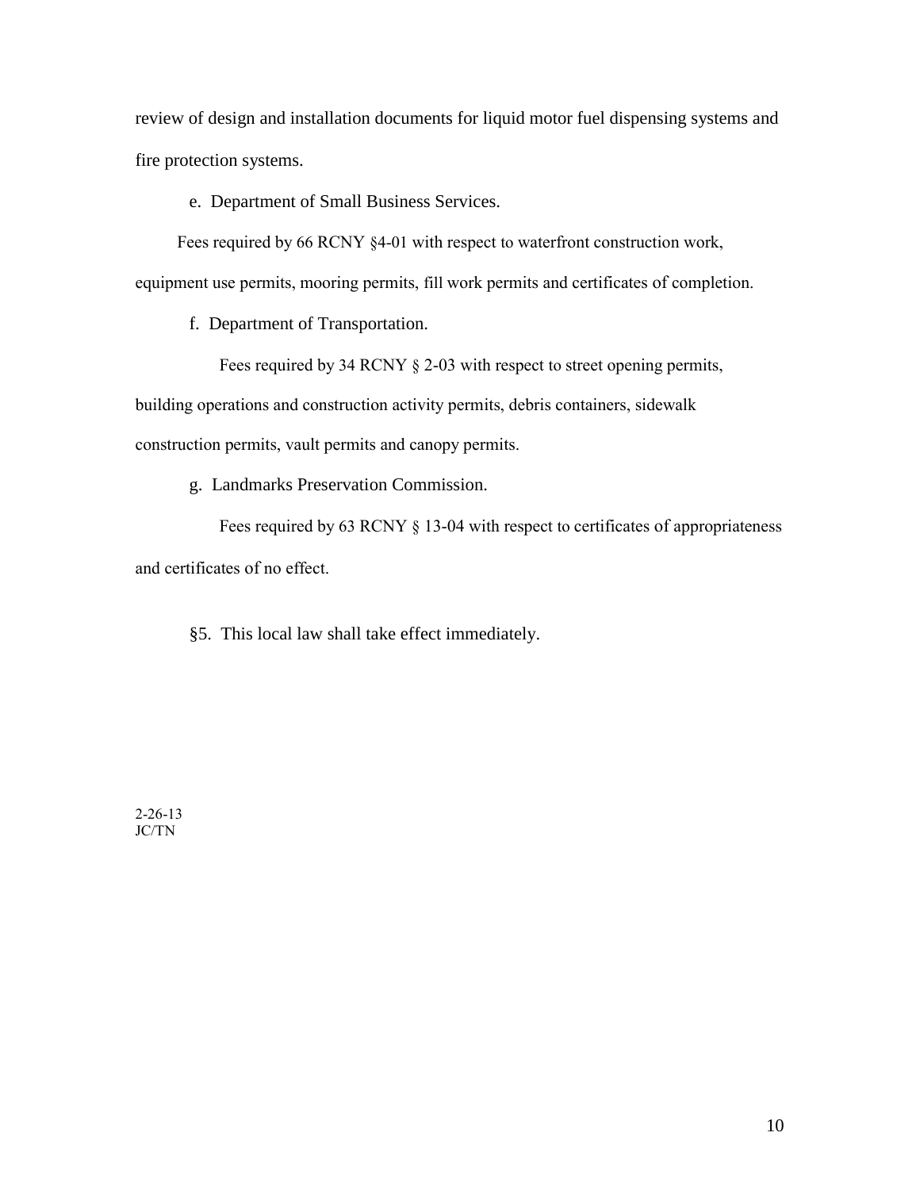review of design and installation documents for liquid motor fuel dispensing systems and fire protection systems.

e. Department of Small Business Services.

Fees required by 66 RCNY §4-01 with respect to waterfront construction work, equipment use permits, mooring permits, fill work permits and certificates of completion.

f. Department of Transportation.

Fees required by 34 RCNY § 2-03 with respect to street opening permits, building operations and construction activity permits, debris containers, sidewalk construction permits, vault permits and canopy permits.

g. Landmarks Preservation Commission.

Fees required by 63 RCNY § 13-04 with respect to certificates of appropriateness and certificates of no effect.

§5. This local law shall take effect immediately.

2-26-13
JC/TN